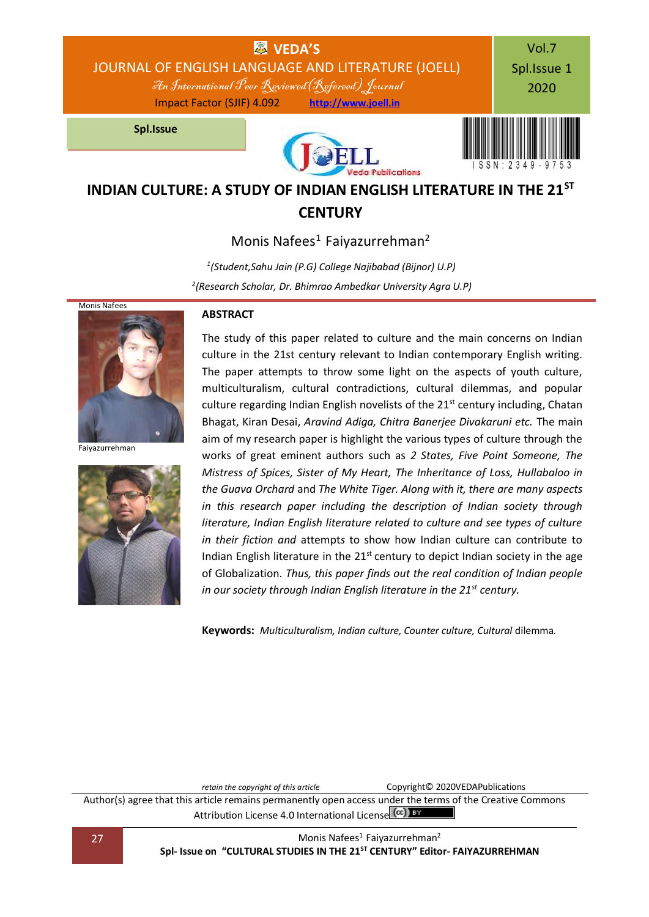# INDIAN CULTURE: A STUDY OF INDIAN ENGLISH LITERATURE IN THE 21ST CENTURY

Monis Nafees[1] Faiyazurrehman[2]

[1](Student,Sahu Jain (P.G) College Najibabad (Bijnor) U.P)

[2](Research Scholar, Dr. Bhimrao Ambedkar University Agra U.P)

Monis Nafees

Faiyazurrehman

## ABSTRACT

The study of this paper related to culture and the main concerns on Indian culture in the 21st century relevant to Indian contemporary English writing. The paper attempts to throw some light on the aspects of youth culture, multiculturalism, cultural contradictions, cultural dilemmas, and popular culture regarding Indian English novelists of the 21st century including, Chatan Bhagat, Kiran Desai, *Aravind Adiga, Chitra Banerjee Divakaruni etc.* The main aim of my research paper is highlight the various types of culture through the works of great eminent authors such as *2 States, Five Point Someone, The Mistress of Spices, Sister of My Heart, The Inheritance of Loss, Hullabaloo in the Guava Orchard* and *The White Tiger. Along with it, there are many aspects in this research paper including the description of Indian society through literature, Indian English literature related to culture and see types of culture in their fiction and* attempts to show how Indian culture can contribute to Indian English literature in the 21st century to depict Indian society in the age of Globalization. *Thus, this paper finds out the real condition of Indian people in our society through Indian English literature in the 21st century.*

**Keywords:** *Multiculturalism, Indian culture, Counter culture, Cultural* dilemma.

*retain the copyright of this article* Copyright© 2020VEDAPublications

Author(s) agree that this article remains permanently open access under the terms of the Creative Commons Attribution License 4.0 International License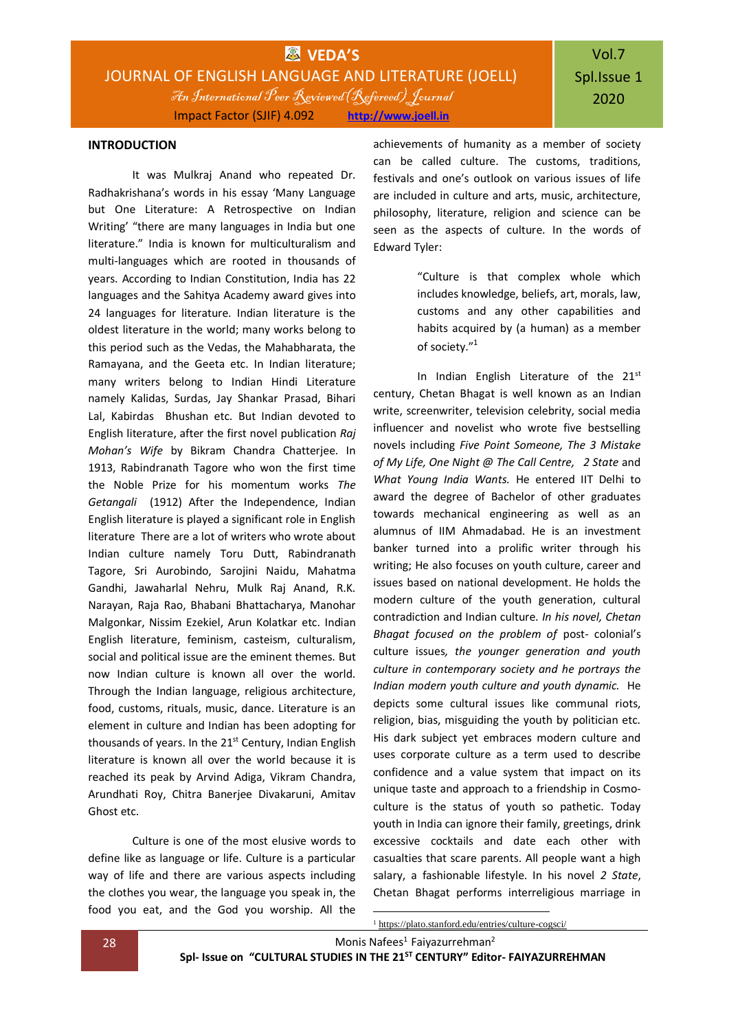## INTRODUCTION

It was Mulkraj Anand who repeated Dr. Radhakrishana's words in his essay 'Many Language but One Literature: A Retrospective on Indian Writing' "there are many languages in India but one literature." India is known for multiculturalism and multi-languages which are rooted in thousands of years. According to Indian Constitution, India has 22 languages and the Sahitya Academy award gives into 24 languages for literature. Indian literature is the oldest literature in the world; many works belong to this period such as the Vedas, the Mahabharata, the Ramayana, and the Geeta etc. In Indian literature; many writers belong to Indian Hindi Literature namely Kalidas, Surdas, Jay Shankar Prasad, Bihari Lal, Kabirdas Bhushan etc. But Indian devoted to English literature, after the first novel publication *Raj Mohan's Wife* by Bikram Chandra Chatterjee. In 1913, Rabindranath Tagore who won the first time the Noble Prize for his momentum works *The Getangali* (1912) After the Independence, Indian English literature is played a significant role in English literature There are a lot of writers who wrote about Indian culture namely Toru Dutt, Rabindranath Tagore, Sri Aurobindo, Sarojini Naidu, Mahatma Gandhi, Jawaharlal Nehru, Mulk Raj Anand, R.K. Narayan, Raja Rao, Bhabani Bhattacharya, Manohar Malgonkar, Nissim Ezekiel, Arun Kolatkar etc. Indian English literature, feminism, casteism, culturalism, social and political issue are the eminent themes. But now Indian culture is known all over the world. Through the Indian language, religious architecture, food, customs, rituals, music, dance. Literature is an element in culture and Indian has been adopting for thousands of years. In the 21st Century, Indian English literature is known all over the world because it is reached its peak by Arvind Adiga, Vikram Chandra, Arundhati Roy, Chitra Banerjee Divakaruni, Amitav Ghost etc.

Culture is one of the most elusive words to define like as language or life. Culture is a particular way of life and there are various aspects including the clothes you wear, the language you speak in, the food you eat, and the God you worship. All the achievements of humanity as a member of society can be called culture. The customs, traditions, festivals and one's outlook on various issues of life are included in culture and arts, music, architecture, philosophy, literature, religion and science can be seen as the aspects of culture. In the words of Edward Tyler:

> "Culture is that complex whole which includes knowledge, beliefs, art, morals, law, customs and any other capabilities and habits acquired by (a human) as a member of society."[1]

In Indian English Literature of the 21st century, Chetan Bhagat is well known as an Indian write, screenwriter, television celebrity, social media influencer and novelist who wrote five bestselling novels including *Five Point Someone, The 3 Mistake of My Life, One Night @ The Call Centre, 2 State* and *What Young India Wants.* He entered IIT Delhi to award the degree of Bachelor of other graduates towards mechanical engineering as well as an alumnus of IIM Ahmadabad. He is an investment banker turned into a prolific writer through his writing; He also focuses on youth culture, career and issues based on national development. He holds the modern culture of the youth generation, cultural contradiction and Indian culture. *In his novel, Chetan Bhagat focused on the problem of* post- colonial's culture issues*, the younger generation and youth culture in contemporary society and he portrays the Indian modern youth culture and youth dynamic.* He depicts some cultural issues like communal riots, religion, bias, misguiding the youth by politician etc. His dark subject yet embraces modern culture and uses corporate culture as a term used to describe confidence and a value system that impact on its unique taste and approach to a friendship in Cosmo-culture is the status of youth so pathetic. Today youth in India can ignore their family, greetings, drink excessive cocktails and date each other with casualties that scare parents. All people want a high salary, a fashionable lifestyle. In his novel *2 State*, Chetan Bhagat performs interreligious marriage in

[1] https://plato.stanford.edu/entries/culture-cogsci/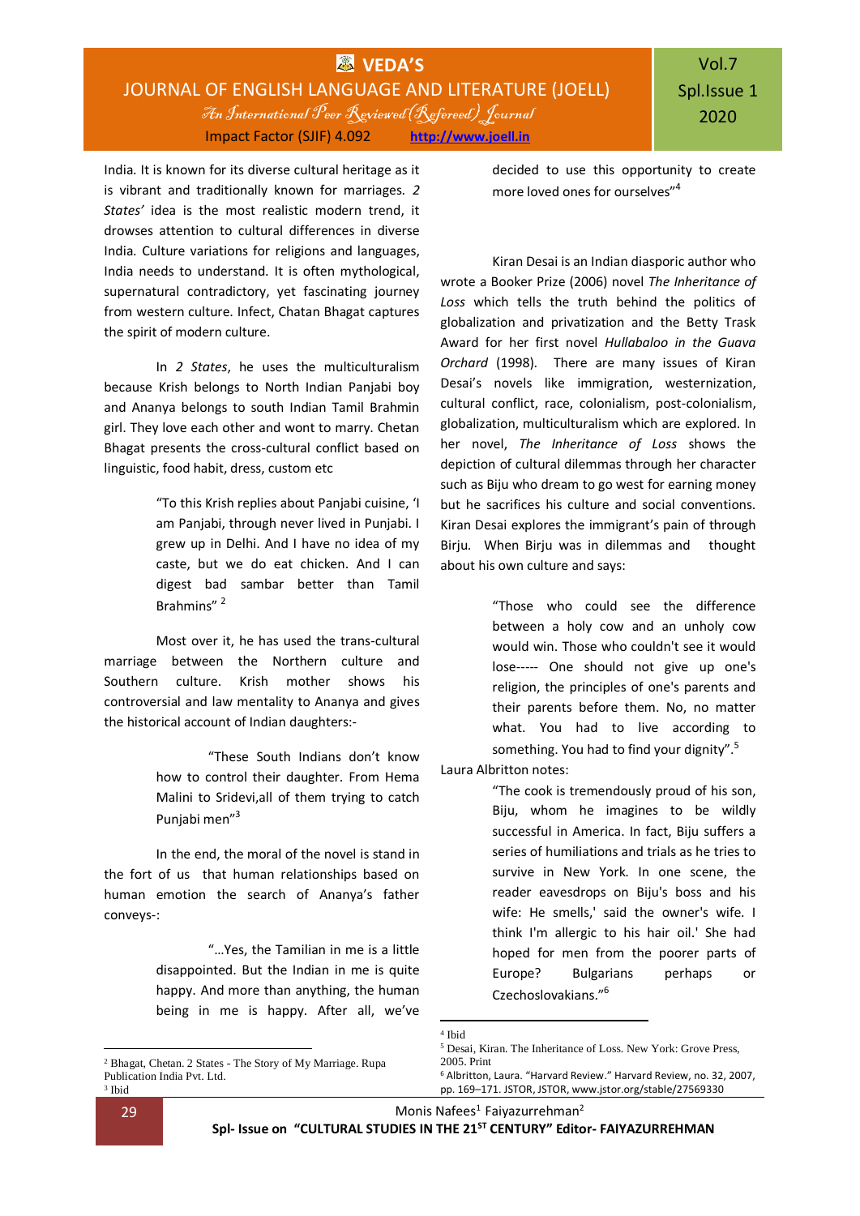India. It is known for its diverse cultural heritage as it is vibrant and traditionally known for marriages. *2 States'* idea is the most realistic modern trend, it drowses attention to cultural differences in diverse India. Culture variations for religions and languages, India needs to understand. It is often mythological, supernatural contradictory, yet fascinating journey from western culture. Infect, Chatan Bhagat captures the spirit of modern culture.

In *2 States*, he uses the multiculturalism because Krish belongs to North Indian Panjabi boy and Ananya belongs to south Indian Tamil Brahmin girl. They love each other and wont to marry. Chetan Bhagat presents the cross-cultural conflict based on linguistic, food habit, dress, custom etc

> "To this Krish replies about Panjabi cuisine, 'I am Panjabi, through never lived in Punjabi. I grew up in Delhi. And I have no idea of my caste, but we do eat chicken. And I can digest bad sambar better than Tamil Brahmins" [2]

Most over it, he has used the trans-cultural marriage between the Northern culture and Southern culture. Krish mother shows his controversial and law mentality to Ananya and gives the historical account of Indian daughters:-

> "These South Indians don't know how to control their daughter. From Hema Malini to Sridevi,all of them trying to catch Punjabi men"[3]

In the end, the moral of the novel is stand in the fort of us that human relationships based on human emotion the search of Ananya's father conveys-:

> "...Yes, the Tamilian in me is a little disappointed. But the Indian in me is quite happy. And more than anything, the human being in me is happy. After all, we've decided to use this opportunity to create more loved ones for ourselves"[4]

Kiran Desai is an Indian diasporic author who wrote a Booker Prize (2006) novel *The Inheritance of Loss* which tells the truth behind the politics of globalization and privatization and the Betty Trask Award for her first novel *Hullabaloo in the Guava Orchard* (1998). There are many issues of Kiran Desai's novels like immigration, westernization, cultural conflict, race, colonialism, post-colonialism, globalization, multiculturalism which are explored. In her novel, *The Inheritance of Loss* shows the depiction of cultural dilemmas through her character such as Biju who dream to go west for earning money but he sacrifices his culture and social conventions. Kiran Desai explores the immigrant's pain of through Birju. When Birju was in dilemmas and thought about his own culture and says:

> "Those who could see the difference between a holy cow and an unholy cow would win. Those who couldn't see it would lose----- One should not give up one's religion, the principles of one's parents and their parents before them. No, no matter what. You had to live according to something. You had to find your dignity".[5]

Laura Albritton notes:

> "The cook is tremendously proud of his son, Biju, whom he imagines to be wildly successful in America. In fact, Biju suffers a series of humiliations and trials as he tries to survive in New York. In one scene, the reader eavesdrops on Biju's boss and his wife: He smells,' said the owner's wife. I think I'm allergic to his hair oil.' She had hoped for men from the poorer parts of Europe? Bulgarians perhaps or Czechoslovakians."[6]

---

[2] Bhagat, Chetan. 2 States - The Story of My Marriage. Rupa Publication India Pvt. Ltd.

[3] Ibid

[4] Ibid

[5] Desai, Kiran. The Inheritance of Loss. New York: Grove Press, 2005. Print

[6] Albritton, Laura. "Harvard Review." Harvard Review, no. 32, 2007, pp. 169–171. JSTOR, JSTOR, www.jstor.org/stable/27569330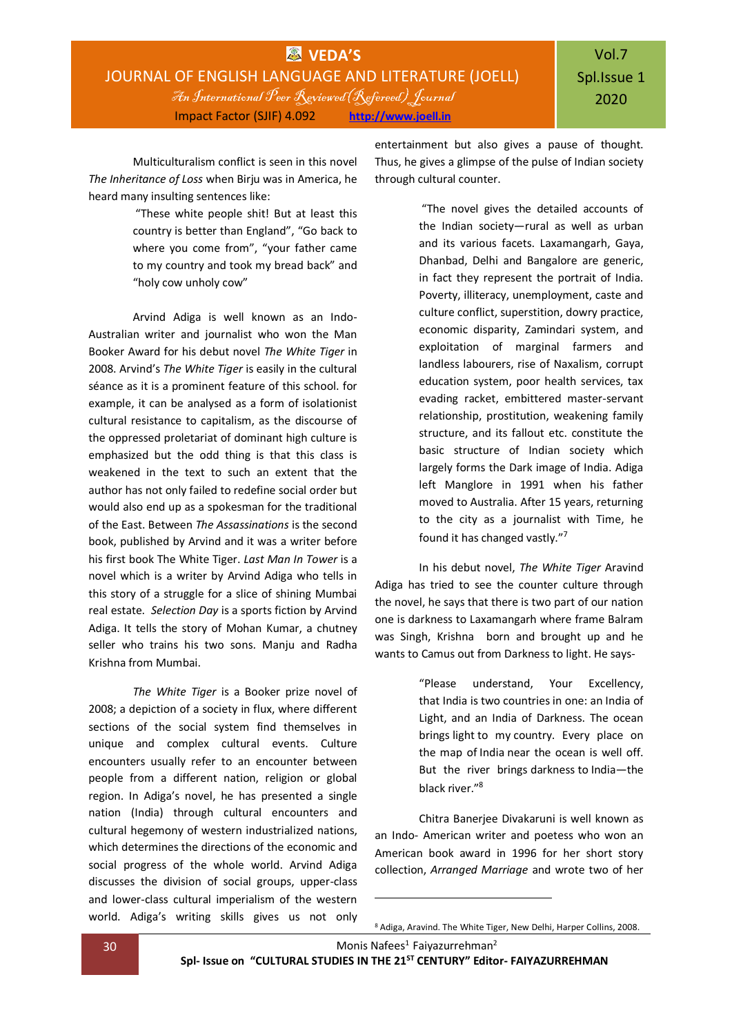Multiculturalism conflict is seen in this novel *The Inheritance of Loss* when Birju was in America, he heard many insulting sentences like:

> "These white people shit! But at least this country is better than England", "Go back to where you come from", "your father came to my country and took my bread back" and "holy cow unholy cow"

Arvind Adiga is well known as an Indo-Australian writer and journalist who won the Man Booker Award for his debut novel *The White Tiger* in 2008. Arvind's *The White Tiger* is easily in the cultural séance as it is a prominent feature of this school. for example, it can be analysed as a form of isolationist cultural resistance to capitalism, as the discourse of the oppressed proletariat of dominant high culture is emphasized but the odd thing is that this class is weakened in the text to such an extent that the author has not only failed to redefine social order but would also end up as a spokesman for the traditional of the East. Between *The Assassinations* is the second book, published by Arvind and it was a writer before his first book The White Tiger. *Last Man In Tower* is a novel which is a writer by Arvind Adiga who tells in this story of a struggle for a slice of shining Mumbai real estate. *Selection Day* is a sports fiction by Arvind Adiga. It tells the story of Mohan Kumar, a chutney seller who trains his two sons. Manju and Radha Krishna from Mumbai.

*The White Tiger* is a Booker prize novel of 2008; a depiction of a society in flux, where different sections of the social system find themselves in unique and complex cultural events. Culture encounters usually refer to an encounter between people from a different nation, religion or global region. In Adiga's novel, he has presented a single nation (India) through cultural encounters and cultural hegemony of western industrialized nations, which determines the directions of the economic and social progress of the whole world. Arvind Adiga discusses the division of social groups, upper-class and lower-class cultural imperialism of the western world. Adiga's writing skills gives us not only entertainment but also gives a pause of thought. Thus, he gives a glimpse of the pulse of Indian society through cultural counter.

> "The novel gives the detailed accounts of the Indian society—rural as well as urban and its various facets. Laxamangarh, Gaya, Dhanbad, Delhi and Bangalore are generic, in fact they represent the portrait of India. Poverty, illiteracy, unemployment, caste and culture conflict, superstition, dowry practice, economic disparity, Zamindari system, and exploitation of marginal farmers and landless labourers, rise of Naxalism, corrupt education system, poor health services, tax evading racket, embittered master-servant relationship, prostitution, weakening family structure, and its fallout etc. constitute the basic structure of Indian society which largely forms the Dark image of India. Adiga left Manglore in 1991 when his father moved to Australia. After 15 years, returning to the city as a journalist with Time, he found it has changed vastly."[7]

In his debut novel, *The White Tiger* Aravind Adiga has tried to see the counter culture through the novel, he says that there is two part of our nation one is darkness to Laxamangarh where frame Balram was Singh, Krishna born and brought up and he wants to Camus out from Darkness to light. He says-

> "Please understand, Your Excellency, that India is two countries in one: an India of Light, and an India of Darkness. The ocean brings light to my country. Every place on the map of India near the ocean is well off. But the river brings darkness to India—the black river."[8]

Chitra Banerjee Divakaruni is well known as an Indo- American writer and poetess who won an American book award in 1996 for her short story collection, *Arranged Marriage* and wrote two of her

---

[8] Adiga, Aravind. The White Tiger, New Delhi, Harper Collins, 2008.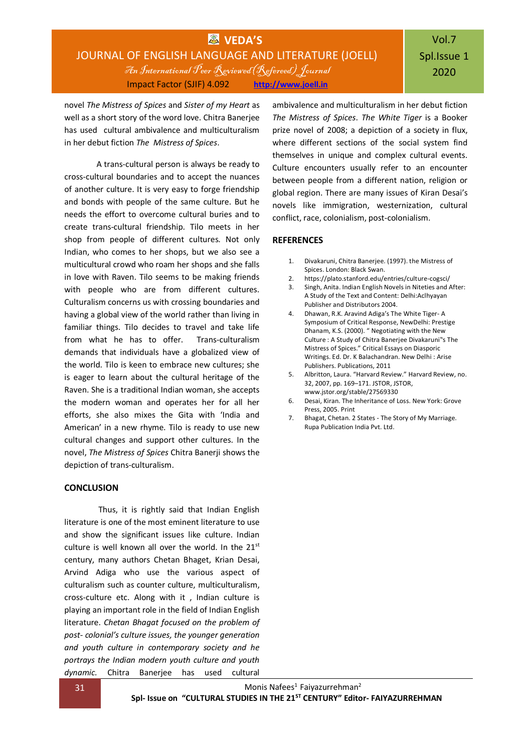novel *The Mistress of Spices* and *Sister of my Heart* as well as a short story of the word love. Chitra Banerjee has used cultural ambivalence and multiculturalism in her debut fiction *The Mistress of Spices*.

A trans-cultural person is always be ready to cross-cultural boundaries and to accept the nuances of another culture. It is very easy to forge friendship and bonds with people of the same culture. But he needs the effort to overcome cultural buries and to create trans-cultural friendship. Tilo meets in her shop from people of different cultures. Not only Indian, who comes to her shops, but we also see a multicultural crowd who roam her shops and she falls in love with Raven. Tilo seems to be making friends with people who are from different cultures. Culturalism concerns us with crossing boundaries and having a global view of the world rather than living in familiar things. Tilo decides to travel and take life from what he has to offer. Trans-culturalism demands that individuals have a globalized view of the world. Tilo is keen to embrace new cultures; she is eager to learn about the cultural heritage of the Raven. She is a traditional Indian woman, she accepts the modern woman and operates her for all her efforts, she also mixes the Gita with 'India and American' in a new rhyme. Tilo is ready to use new cultural changes and support other cultures. In the novel, *The Mistress of Spices* Chitra Banerji shows the depiction of trans-culturalism.

## CONCLUSION

Thus, it is rightly said that Indian English literature is one of the most eminent literature to use and show the significant issues like culture. Indian culture is well known all over the world. In the 21st century, many authors Chetan Bhaget, Krian Desai, Arvind Adiga who use the various aspect of culturalism such as counter culture, multiculturalism, cross-culture etc. Along with it , Indian culture is playing an important role in the field of Indian English literature. *Chetan Bhagat focused on the problem of post- colonial's culture issues, the younger generation and youth culture in contemporary society and he portrays the Indian modern youth culture and youth dynamic.* Chitra Banerjee has used cultural ambivalence and multiculturalism in her debut fiction *The Mistress of Spices*. *The White Tiger* is a Booker prize novel of 2008; a depiction of a society in flux, where different sections of the social system find themselves in unique and complex cultural events. Culture encounters usually refer to an encounter between people from a different nation, religion or global region. There are many issues of Kiran Desai's novels like immigration, westernization, cultural conflict, race, colonialism, post-colonialism.

## REFERENCES

1. Divakaruni, Chitra Banerjee. (1997). the Mistress of Spices. London: Black Swan.
2. https://plato.stanford.edu/entries/culture-cogsci/
3. Singh, Anita. Indian English Novels in Niteties and After: A Study of the Text and Content: Delhi:Aclhyayan Publisher and Distributors 2004.
4. Dhawan, R.K. Aravind Adiga's The White Tiger- A Symposium of Critical Response, NewDelhi: Prestige Dhanam, K.S. (2000). " Negotiating with the New Culture : A Study of Chitra Banerjee Divakaruni"s The Mistress of Spices." Critical Essays on Diasporic Writings. Ed. Dr. K Balachandran. New Delhi : Arise Publishers. Publications, 2011
5. Albritton, Laura. "Harvard Review." Harvard Review, no. 32, 2007, pp. 169–171. JSTOR, JSTOR, www.jstor.org/stable/27569330
6. Desai, Kiran. The Inheritance of Loss. New York: Grove Press, 2005. Print
7. Bhagat, Chetan. 2 States - The Story of My Marriage. Rupa Publication India Pvt. Ltd.